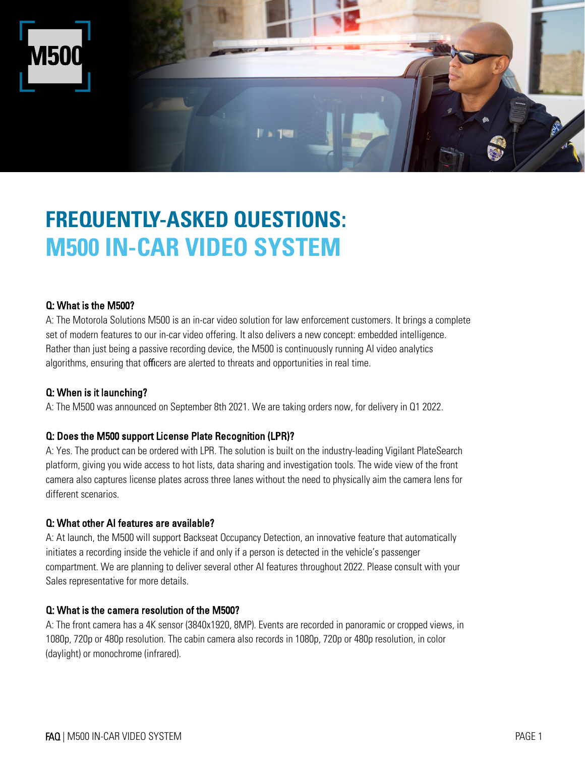# FREQUENTLY-ASKED QUESTIONS: M500 IN-CAR VIDEO SYSTEM

**Q: What is the M500?**

A: The Motorola Solutions M500 is an in-car video solution for law enforcement customers. It brings a complete set of modern features to our in-car video offering. It also delivers a new concept: embedded intelligence. Rather than just being a passive recording device, the M500 is continuously running AI video analytics algorithms, ensuring that officers are alerted to threats and opportunities in real time.

**Q: When is it launching?**

A: The M500 was announced on September 8th 2021. We are taking orders now, for delivery in Q1 2022.

**Q: Does the M500 support License Plate Recognition (LPR)?**

A: Yes. The product can be ordered with LPR. The solution is built on the industry-leading Vigilant PlateSearch platform, giving you wide access to hot lists, data sharing and investigation tools. The wide view of the front camera also captures license plates across three lanes without the need to physically aim the camera lens for different scenarios.

**Q: What other AI features are available?**

A: At launch, the M500 will support Backseat Occupancy Detection, an innovative feature that automatically initiates a recording inside the vehicle if and only if a person is detected in the vehicle's passenger compartment. We are planning to deliver several other AI features throughout 2022. Please consult with your Sales representative for more details.

**Q: What is the camera resolution of the M500?**

A: The front camera has a 4K sensor (3840x1920, 8MP). Events are recorded in panoramic or cropped views, in 1080p, 720p or 480p resolution. The cabin camera also records in 1080p, 720p or 480p resolution, in color (daylight) or monochrome (infrared).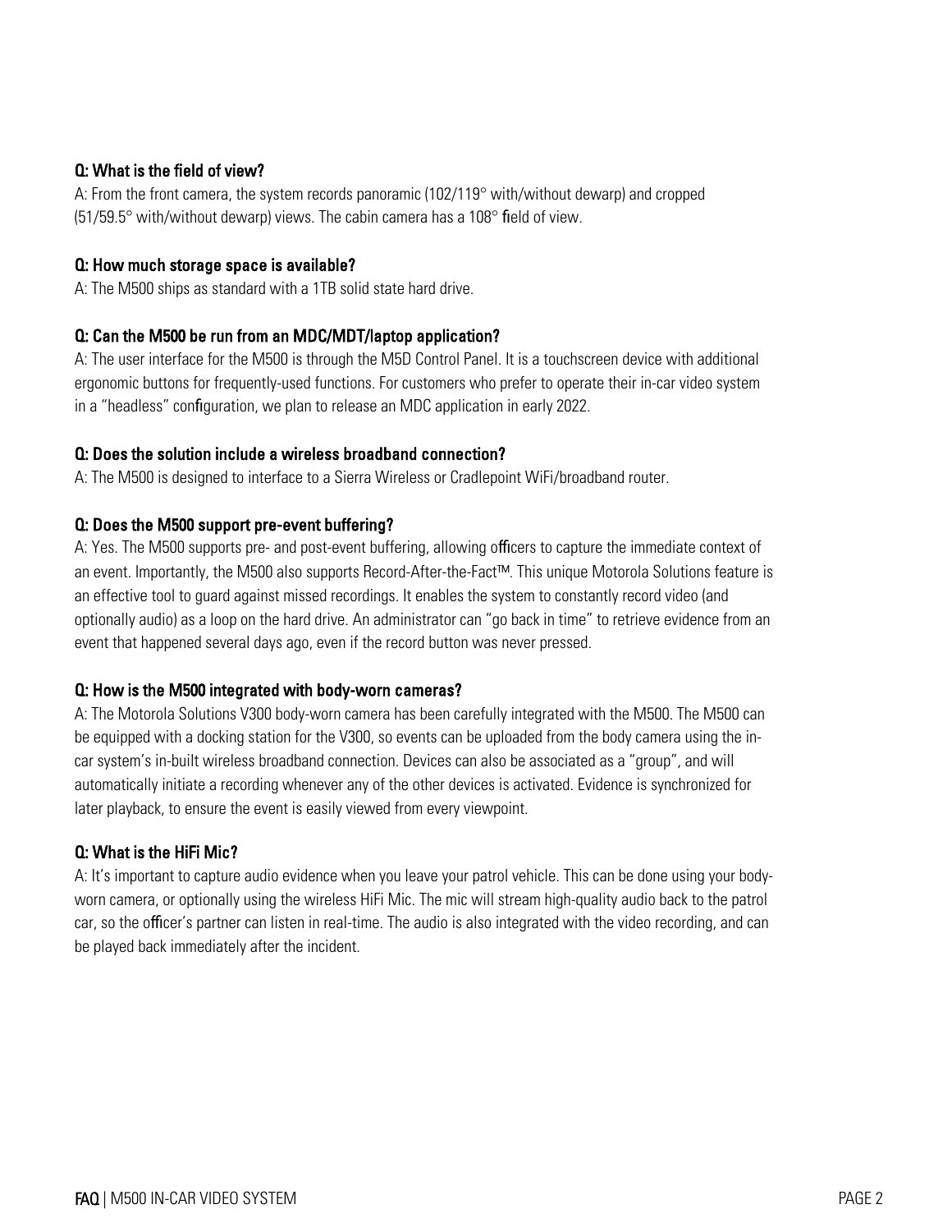### Q: What is the field of view?

A: From the front camera, the system records panoramic (102/119° with/without dewarp) and cropped (51/59.5° with/without dewarp) views. The cabin camera has a 108° field of view.

### Q: How much storage space is available?

A: The M500 ships as standard with a 1TB solid state hard drive.

### Q: Can the M500 be run from an MDC/MDT/laptop application?

A: The user interface for the M500 is through the M5D Control Panel. It is a touchscreen device with additional ergonomic buttons for frequently-used functions. For customers who prefer to operate their in-car video system in a "headless" configuration, we plan to release an MDC application in early 2022.

### Q: Does the solution include a wireless broadband connection?

A: The M500 is designed to interface to a Sierra Wireless or Cradlepoint WiFi/broadband router.

### Q: Does the M500 support pre-event buffering?

A: Yes. The M500 supports pre- and post-event buffering, allowing officers to capture the immediate context of an event. Importantly, the M500 also supports Record-After-the-Fact™. This unique Motorola Solutions feature is an effective tool to guard against missed recordings. It enables the system to constantly record video (and optionally audio) as a loop on the hard drive. An administrator can "go back in time" to retrieve evidence from an event that happened several days ago, even if the record button was never pressed.

### Q: How is the M500 integrated with body-worn cameras?

A: The Motorola Solutions V300 body-worn camera has been carefully integrated with the M500. The M500 can be equipped with a docking station for the V300, so events can be uploaded from the body camera using the in-car system's in-built wireless broadband connection. Devices can also be associated as a "group", and will automatically initiate a recording whenever any of the other devices is activated. Evidence is synchronized for later playback, to ensure the event is easily viewed from every viewpoint.

### Q: What is the HiFi Mic?

A: It's important to capture audio evidence when you leave your patrol vehicle. This can be done using your body-worn camera, or optionally using the wireless HiFi Mic. The mic will stream high-quality audio back to the patrol car, so the officer's partner can listen in real-time. The audio is also integrated with the video recording, and can be played back immediately after the incident.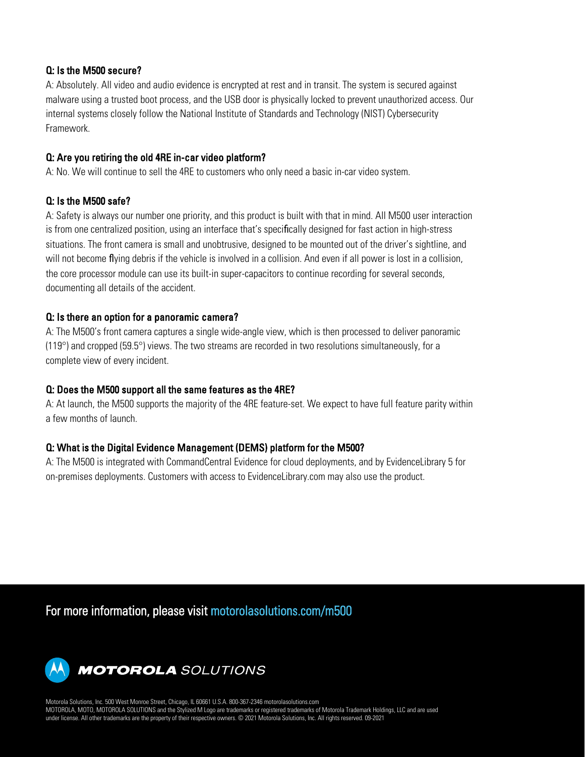**Q: Is the M500 secure?**

A: Absolutely. All video and audio evidence is encrypted at rest and in transit. The system is secured against malware using a trusted boot process, and the USB door is physically locked to prevent unauthorized access. Our internal systems closely follow the National Institute of Standards and Technology (NIST) Cybersecurity Framework.

**Q: Are you retiring the old 4RE in-car video platform?**

A: No. We will continue to sell the 4RE to customers who only need a basic in-car video system.

**Q: Is the M500 safe?**

A: Safety is always our number one priority, and this product is built with that in mind. All M500 user interaction is from one centralized position, using an interface that's specifically designed for fast action in high-stress situations. The front camera is small and unobtrusive, designed to be mounted out of the driver's sightline, and will not become flying debris if the vehicle is involved in a collision. And even if all power is lost in a collision, the core processor module can use its built-in super-capacitors to continue recording for several seconds, documenting all details of the accident.

**Q: Is there an option for a panoramic camera?**

A: The M500's front camera captures a single wide-angle view, which is then processed to deliver panoramic (119°) and cropped (59.5°) views. The two streams are recorded in two resolutions simultaneously, for a complete view of every incident.

**Q: Does the M500 support all the same features as the 4RE?**

A: At launch, the M500 supports the majority of the 4RE feature-set. We expect to have full feature parity within a few months of launch.

**Q: What is the Digital Evidence Management (DEMS) platform for the M500?**

A: The M500 is integrated with CommandCentral Evidence for cloud deployments, and by EvidenceLibrary 5 for on-premises deployments. Customers with access to EvidenceLibrary.com may also use the product.

For more information, please visit motorolasolutions.com/m500

**MOTOROLA** SOLUTIONS

Motorola Solutions, Inc. 500 West Monroe Street, Chicago, IL 60661 U.S.A. 800-367-2346 motorolasolutions.com
MOTOROLA, MOTO, MOTOROLA SOLUTIONS and the Stylized M Logo are trademarks or registered trademarks of Motorola Trademark Holdings, LLC and are used under license. All other trademarks are the property of their respective owners. © 2021 Motorola Solutions, Inc. All rights reserved. 09-2021